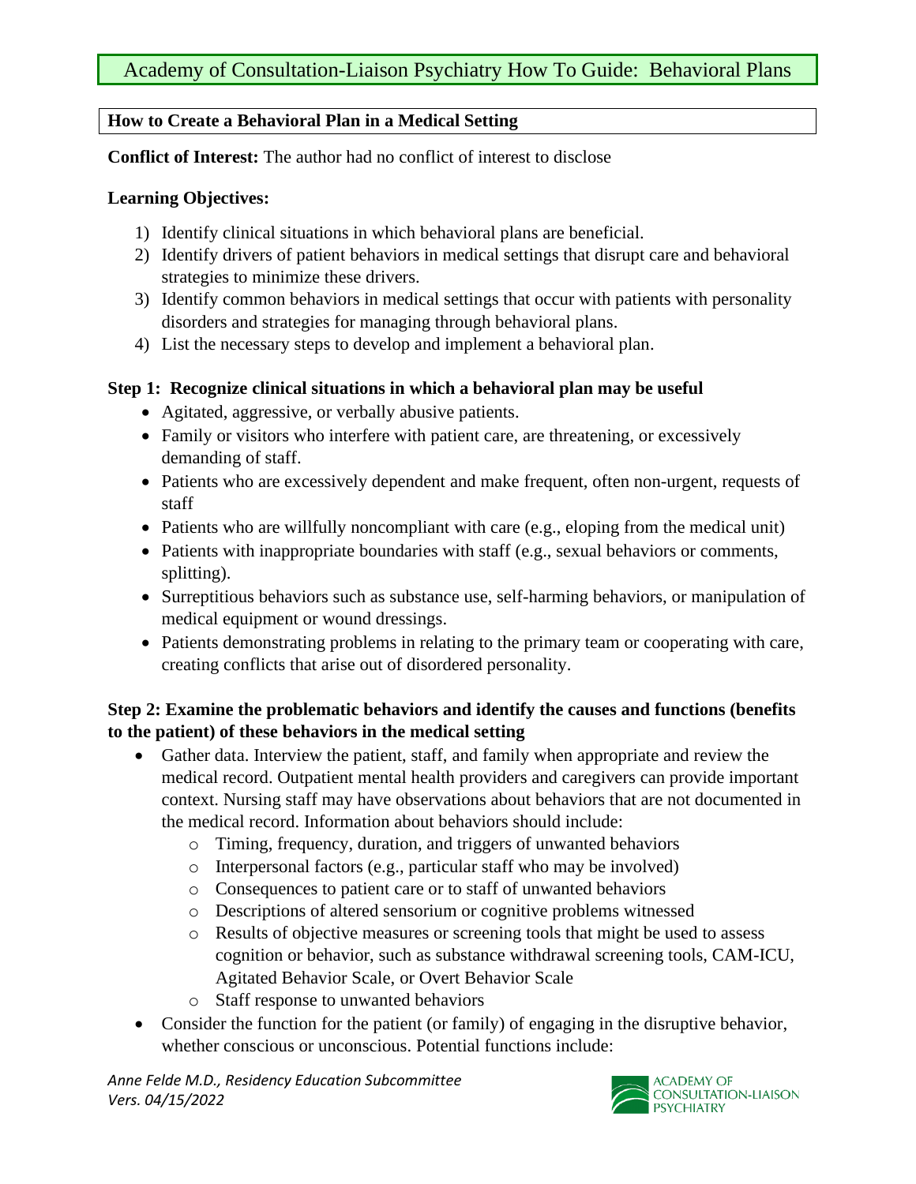# Academy of Consultation-Liaison Psychiatry How To Guide: Behavioral Plans

## How to Create a Behavioral Plan in a Medical Setting

**Conflict of Interest:** The author had no conflict of interest to disclose

**Learning Objectives:**

1) Identify clinical situations in which behavioral plans are beneficial.
2) Identify drivers of patient behaviors in medical settings that disrupt care and behavioral strategies to minimize these drivers.
3) Identify common behaviors in medical settings that occur with patients with personality disorders and strategies for managing through behavioral plans.
4) List the necessary steps to develop and implement a behavioral plan.

### Step 1: Recognize clinical situations in which a behavioral plan may be useful

- Agitated, aggressive, or verbally abusive patients.
- Family or visitors who interfere with patient care, are threatening, or excessively demanding of staff.
- Patients who are excessively dependent and make frequent, often non-urgent, requests of staff
- Patients who are willfully noncompliant with care (e.g., eloping from the medical unit)
- Patients with inappropriate boundaries with staff (e.g., sexual behaviors or comments, splitting).
- Surreptitious behaviors such as substance use, self-harming behaviors, or manipulation of medical equipment or wound dressings.
- Patients demonstrating problems in relating to the primary team or cooperating with care, creating conflicts that arise out of disordered personality.

### Step 2: Examine the problematic behaviors and identify the causes and functions (benefits to the patient) of these behaviors in the medical setting

- Gather data. Interview the patient, staff, and family when appropriate and review the medical record. Outpatient mental health providers and caregivers can provide important context. Nursing staff may have observations about behaviors that are not documented in the medical record. Information about behaviors should include:
  - Timing, frequency, duration, and triggers of unwanted behaviors
  - Interpersonal factors (e.g., particular staff who may be involved)
  - Consequences to patient care or to staff of unwanted behaviors
  - Descriptions of altered sensorium or cognitive problems witnessed
  - Results of objective measures or screening tools that might be used to assess cognition or behavior, such as substance withdrawal screening tools, CAM-ICU, Agitated Behavior Scale, or Overt Behavior Scale
  - Staff response to unwanted behaviors
- Consider the function for the patient (or family) of engaging in the disruptive behavior, whether conscious or unconscious. Potential functions include: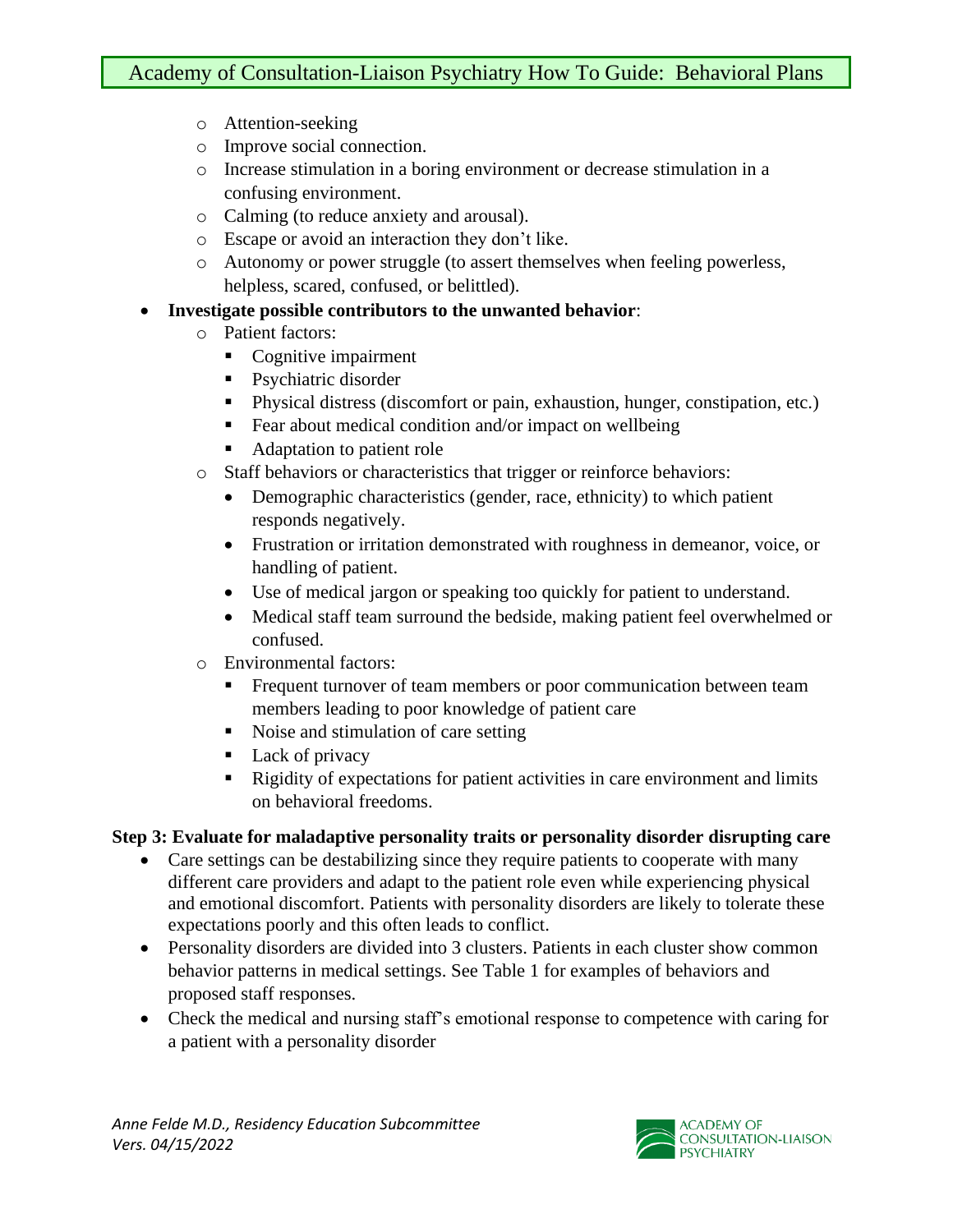- Attention-seeking
- Improve social connection.
- Increase stimulation in a boring environment or decrease stimulation in a confusing environment.
- Calming (to reduce anxiety and arousal).
- Escape or avoid an interaction they don't like.
- Autonomy or power struggle (to assert themselves when feeling powerless, helpless, scared, confused, or belittled).

- **Investigate possible contributors to the unwanted behavior**:
  - Patient factors:
    - Cognitive impairment
    - Psychiatric disorder
    - Physical distress (discomfort or pain, exhaustion, hunger, constipation, etc.)
    - Fear about medical condition and/or impact on wellbeing
    - Adaptation to patient role
  - Staff behaviors or characteristics that trigger or reinforce behaviors:
    - Demographic characteristics (gender, race, ethnicity) to which patient responds negatively.
    - Frustration or irritation demonstrated with roughness in demeanor, voice, or handling of patient.
    - Use of medical jargon or speaking too quickly for patient to understand.
    - Medical staff team surround the bedside, making patient feel overwhelmed or confused.
  - Environmental factors:
    - Frequent turnover of team members or poor communication between team members leading to poor knowledge of patient care
    - Noise and stimulation of care setting
    - Lack of privacy
    - Rigidity of expectations for patient activities in care environment and limits on behavioral freedoms.

**Step 3: Evaluate for maladaptive personality traits or personality disorder disrupting care**

- Care settings can be destabilizing since they require patients to cooperate with many different care providers and adapt to the patient role even while experiencing physical and emotional discomfort. Patients with personality disorders are likely to tolerate these expectations poorly and this often leads to conflict.
- Personality disorders are divided into 3 clusters. Patients in each cluster show common behavior patterns in medical settings. See Table 1 for examples of behaviors and proposed staff responses.
- Check the medical and nursing staff's emotional response to competence with caring for a patient with a personality disorder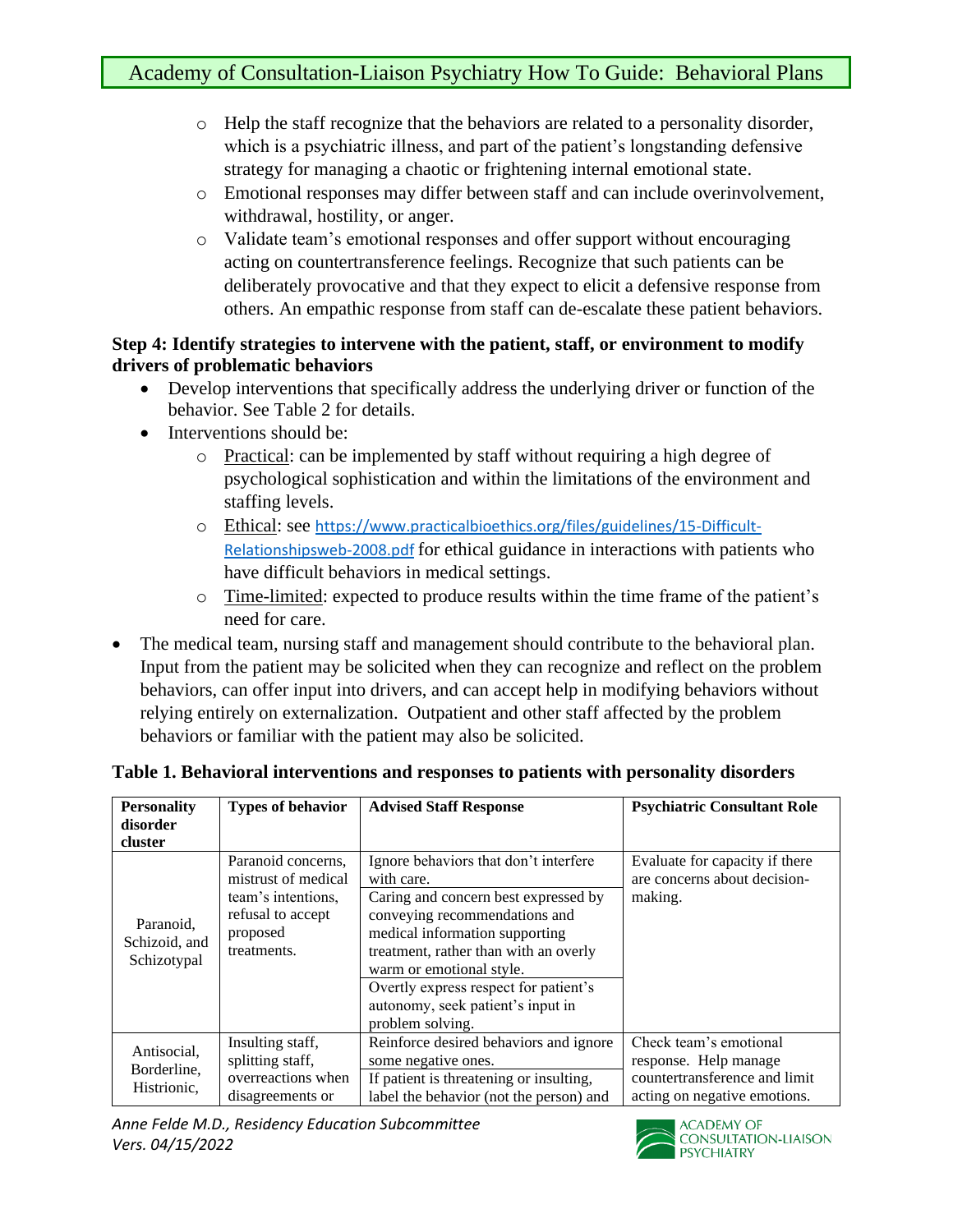- Help the staff recognize that the behaviors are related to a personality disorder, which is a psychiatric illness, and part of the patient's longstanding defensive strategy for managing a chaotic or frightening internal emotional state.
- Emotional responses may differ between staff and can include overinvolvement, withdrawal, hostility, or anger.
- Validate team's emotional responses and offer support without encouraging acting on countertransference feelings. Recognize that such patients can be deliberately provocative and that they expect to elicit a defensive response from others. An empathic response from staff can de-escalate these patient behaviors.

**Step 4: Identify strategies to intervene with the patient, staff, or environment to modify drivers of problematic behaviors**

- Develop interventions that specifically address the underlying driver or function of the behavior. See Table 2 for details.
- Interventions should be:
  - Practical: can be implemented by staff without requiring a high degree of psychological sophistication and within the limitations of the environment and staffing levels.
  - Ethical: see https://www.practicalbioethics.org/files/guidelines/15-Difficult-Relationshipsweb-2008.pdf for ethical guidance in interactions with patients who have difficult behaviors in medical settings.
  - Time-limited: expected to produce results within the time frame of the patient's need for care.
- The medical team, nursing staff and management should contribute to the behavioral plan. Input from the patient may be solicited when they can recognize and reflect on the problem behaviors, can offer input into drivers, and can accept help in modifying behaviors without relying entirely on externalization. Outpatient and other staff affected by the problem behaviors or familiar with the patient may also be solicited.

**Table 1. Behavioral interventions and responses to patients with personality disorders**

| Personality disorder cluster | Types of behavior | Advised Staff Response | Psychiatric Consultant Role |
|---|---|---|---|
| Paranoid, Schizoid, and Schizotypal | Paranoid concerns, mistrust of medical team's intentions, refusal to accept proposed treatments. | Ignore behaviors that don't interfere with care.<br>Caring and concern best expressed by conveying recommendations and medical information supporting treatment, rather than with an overly warm or emotional style.<br>Overtly express respect for patient's autonomy, seek patient's input in problem solving. | Evaluate for capacity if there are concerns about decision-making. |
| Antisocial, Borderline, Histrionic, | Insulting staff, splitting staff, overreactions when disagreements or | Reinforce desired behaviors and ignore some negative ones.<br>If patient is threatening or insulting, label the behavior (not the person) and | Check team's emotional response. Help manage countertransference and limit acting on negative emotions. |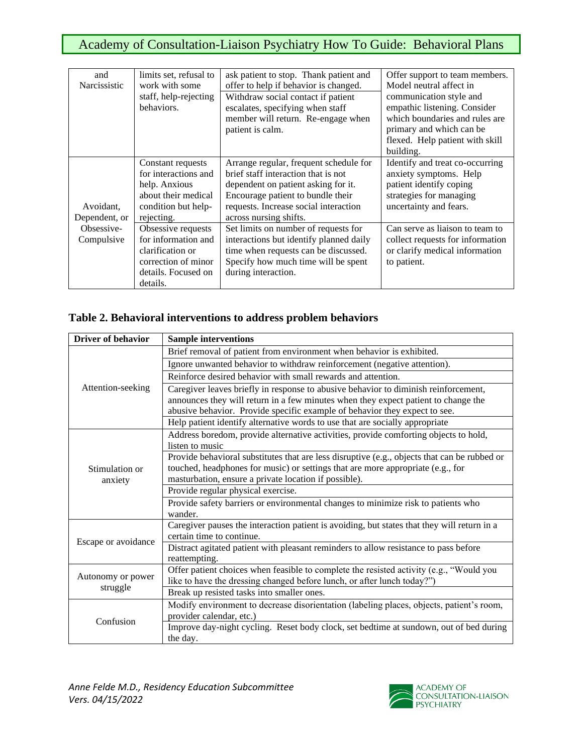| and Narcissistic | limits set, refusal to work with some staff, help-rejecting behaviors. | ask patient to stop. Thank patient and offer to help if behavior is changed. | Offer support to team members. Model neutral affect in communication style and empathic listening. Consider which boundaries and rules are primary and which can be flexed. Help patient with skill building. |
|---|---|---|---|
| | | Withdraw social contact if patient escalates, specifying when staff member will return. Re-engage when patient is calm. | |
| Avoidant, Dependent, or Obsessive-Compulsive | Constant requests for interactions and help. Anxious about their medical condition but help-rejecting. | Arrange regular, frequent schedule for brief staff interaction that is not dependent on patient asking for it. Encourage patient to bundle their requests. Increase social interaction across nursing shifts. | Identify and treat co-occurring anxiety symptoms. Help patient identify coping strategies for managing uncertainty and fears. |
| | Obsessive requests for information and clarification or correction of minor details. Focused on details. | Set limits on number of requests for interactions but identify planned daily time when requests can be discussed. Specify how much time will be spent during interaction. | Can serve as liaison to team to collect requests for information or clarify medical information to patient. |

**Table 2. Behavioral interventions to address problem behaviors**

| Driver of behavior | Sample interventions |
|---|---|
| Attention-seeking | Brief removal of patient from environment when behavior is exhibited. |
| | Ignore unwanted behavior to withdraw reinforcement (negative attention). |
| | Reinforce desired behavior with small rewards and attention. |
| | Caregiver leaves briefly in response to abusive behavior to diminish reinforcement, announces they will return in a few minutes when they expect patient to change the abusive behavior. Provide specific example of behavior they expect to see. |
| | Help patient identify alternative words to use that are socially appropriate |
| Stimulation or anxiety | Address boredom, provide alternative activities, provide comforting objects to hold, listen to music |
| | Provide behavioral substitutes that are less disruptive (e.g., objects that can be rubbed or touched, headphones for music) or settings that are more appropriate (e.g., for masturbation, ensure a private location if possible). |
| | Provide regular physical exercise. |
| | Provide safety barriers or environmental changes to minimize risk to patients who wander. |
| Escape or avoidance | Caregiver pauses the interaction patient is avoiding, but states that they will return in a certain time to continue. |
| | Distract agitated patient with pleasant reminders to allow resistance to pass before reattempting. |
| Autonomy or power struggle | Offer patient choices when feasible to complete the resisted activity (e.g., "Would you like to have the dressing changed before lunch, or after lunch today?") |
| | Break up resisted tasks into smaller ones. |
| Confusion | Modify environment to decrease disorientation (labeling places, objects, patient's room, provider calendar, etc.) |
| | Improve day-night cycling. Reset body clock, set bedtime at sundown, out of bed during the day. |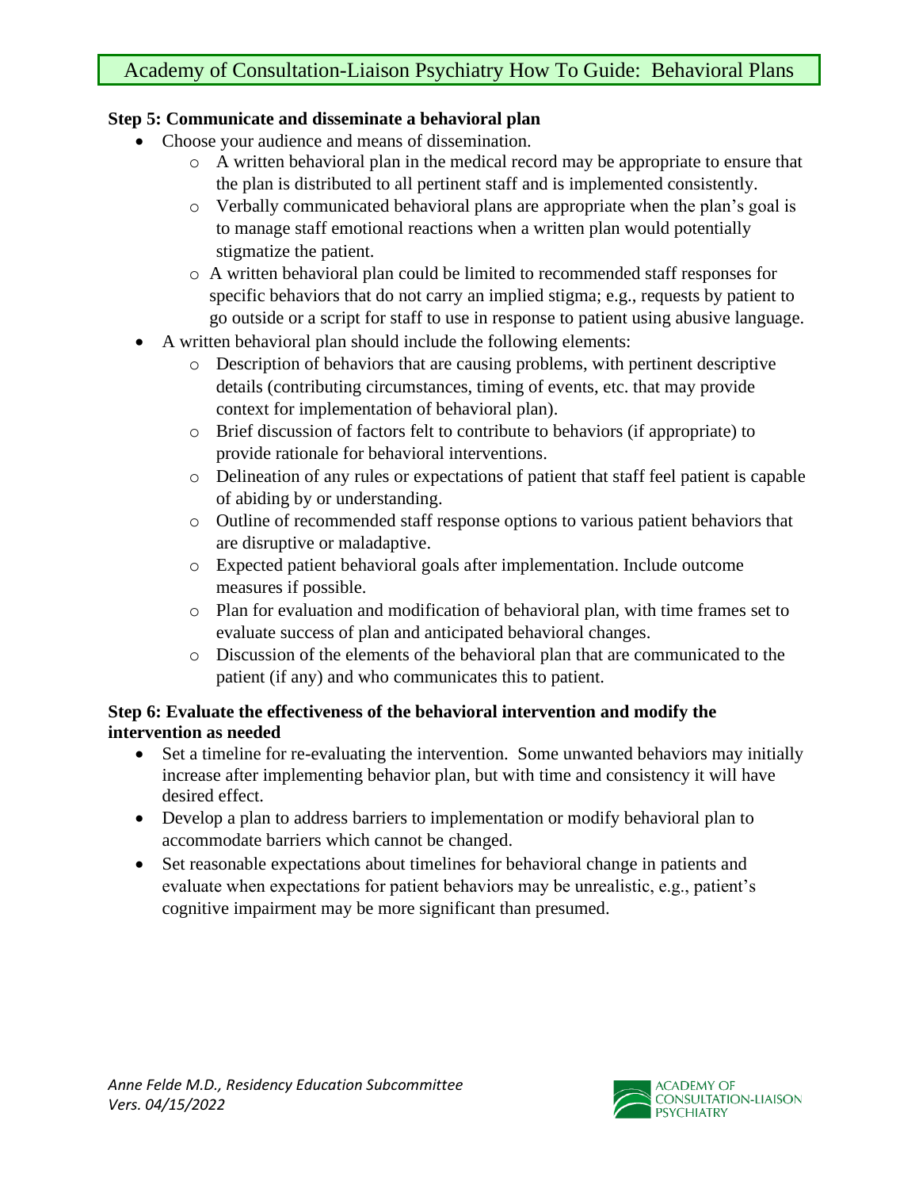**Step 5: Communicate and disseminate a behavioral plan**

- Choose your audience and means of dissemination.
  - A written behavioral plan in the medical record may be appropriate to ensure that the plan is distributed to all pertinent staff and is implemented consistently.
  - Verbally communicated behavioral plans are appropriate when the plan's goal is to manage staff emotional reactions when a written plan would potentially stigmatize the patient.
  - A written behavioral plan could be limited to recommended staff responses for specific behaviors that do not carry an implied stigma; e.g., requests by patient to go outside or a script for staff to use in response to patient using abusive language.
- A written behavioral plan should include the following elements:
  - Description of behaviors that are causing problems, with pertinent descriptive details (contributing circumstances, timing of events, etc. that may provide context for implementation of behavioral plan).
  - Brief discussion of factors felt to contribute to behaviors (if appropriate) to provide rationale for behavioral interventions.
  - Delineation of any rules or expectations of patient that staff feel patient is capable of abiding by or understanding.
  - Outline of recommended staff response options to various patient behaviors that are disruptive or maladaptive.
  - Expected patient behavioral goals after implementation. Include outcome measures if possible.
  - Plan for evaluation and modification of behavioral plan, with time frames set to evaluate success of plan and anticipated behavioral changes.
  - Discussion of the elements of the behavioral plan that are communicated to the patient (if any) and who communicates this to patient.

**Step 6: Evaluate the effectiveness of the behavioral intervention and modify the intervention as needed**

- Set a timeline for re-evaluating the intervention. Some unwanted behaviors may initially increase after implementing behavior plan, but with time and consistency it will have desired effect.
- Develop a plan to address barriers to implementation or modify behavioral plan to accommodate barriers which cannot be changed.
- Set reasonable expectations about timelines for behavioral change in patients and evaluate when expectations for patient behaviors may be unrealistic, e.g., patient's cognitive impairment may be more significant than presumed.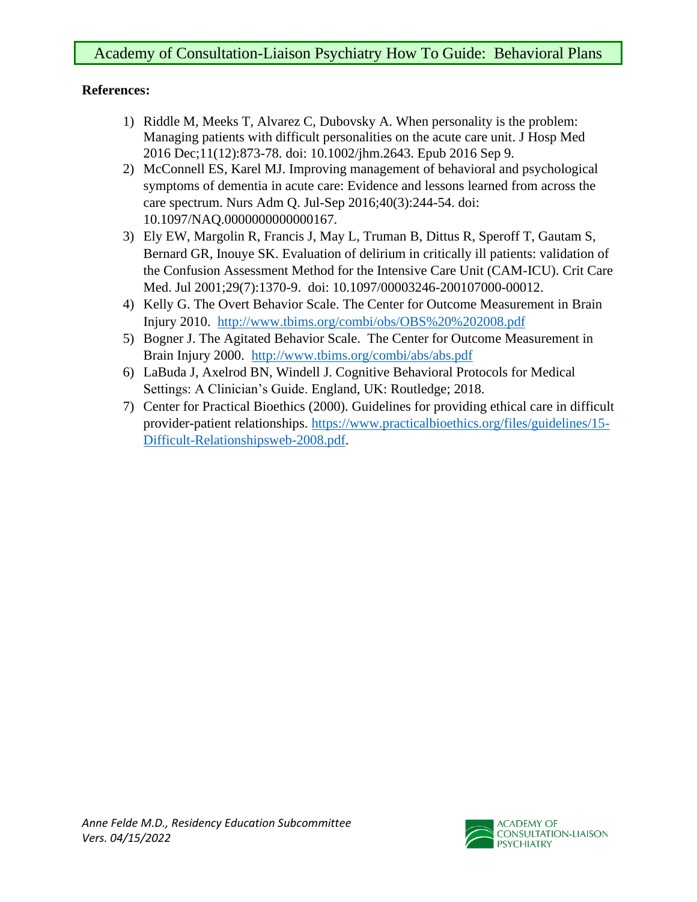**References:**

1) Riddle M, Meeks T, Alvarez C, Dubovsky A. When personality is the problem: Managing patients with difficult personalities on the acute care unit. J Hosp Med 2016 Dec;11(12):873-78. doi: 10.1002/jhm.2643. Epub 2016 Sep 9.
2) McConnell ES, Karel MJ. Improving management of behavioral and psychological symptoms of dementia in acute care: Evidence and lessons learned from across the care spectrum. Nurs Adm Q. Jul-Sep 2016;40(3):244-54. doi: 10.1097/NAQ.0000000000000167.
3) Ely EW, Margolin R, Francis J, May L, Truman B, Dittus R, Speroff T, Gautam S, Bernard GR, Inouye SK. Evaluation of delirium in critically ill patients: validation of the Confusion Assessment Method for the Intensive Care Unit (CAM-ICU). Crit Care Med. Jul 2001;29(7):1370-9. doi: 10.1097/00003246-200107000-00012.
4) Kelly G. The Overt Behavior Scale. The Center for Outcome Measurement in Brain Injury 2010. http://www.tbims.org/combi/obs/OBS%20%202008.pdf
5) Bogner J. The Agitated Behavior Scale. The Center for Outcome Measurement in Brain Injury 2000. http://www.tbims.org/combi/abs/abs.pdf
6) LaBuda J, Axelrod BN, Windell J. Cognitive Behavioral Protocols for Medical Settings: A Clinician's Guide. England, UK: Routledge; 2018.
7) Center for Practical Bioethics (2000). Guidelines for providing ethical care in difficult provider-patient relationships. https://www.practicalbioethics.org/files/guidelines/15-Difficult-Relationshipsweb-2008.pdf.